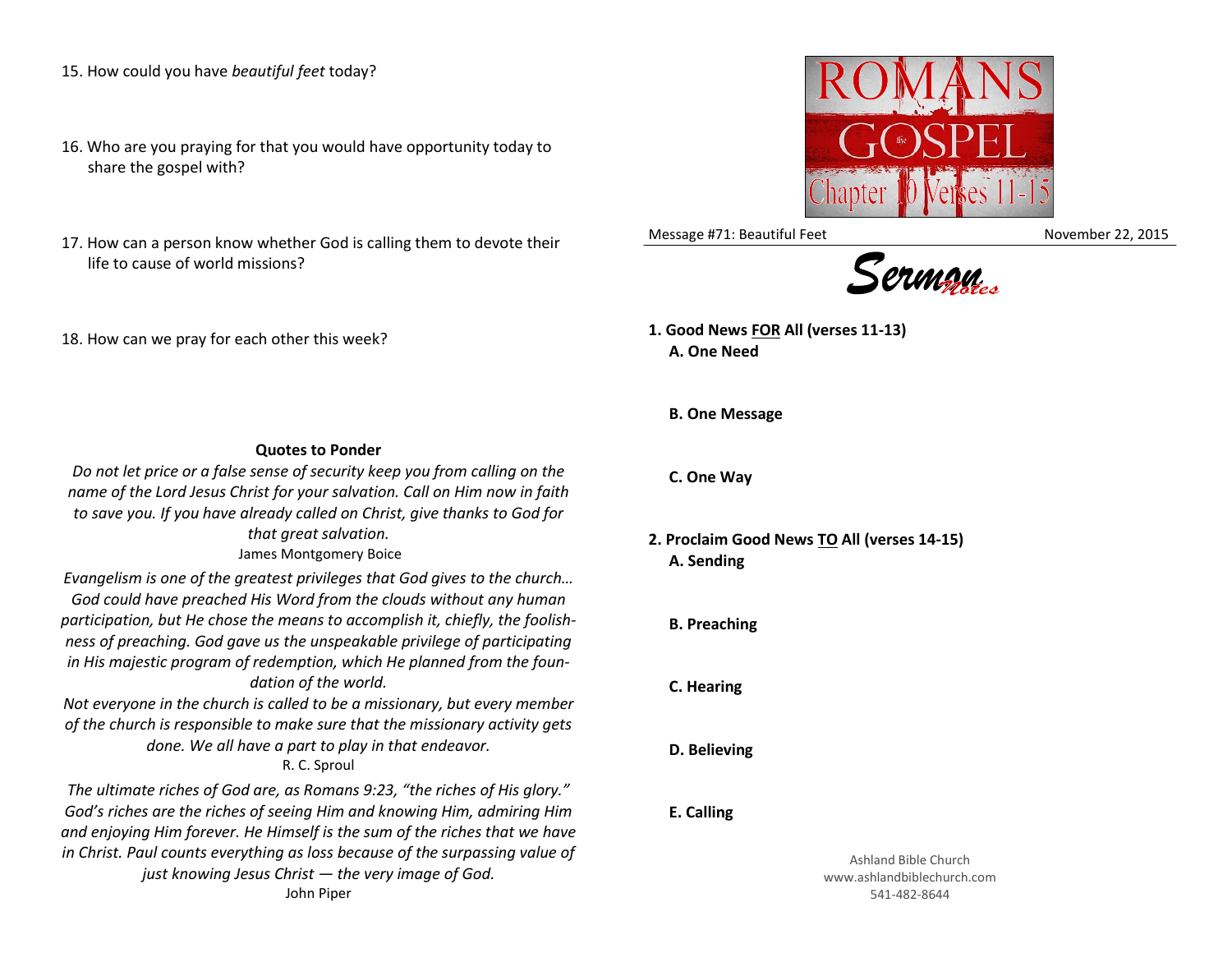15. How could you have *beautiful feet* today?

16. Who are you praying for that you would have opportunity today to share the gospel with?

17. How can a person know whether God is calling them to devote their life to cause of world missions?

18. How can we pray for each other this week?

**Quotes to Ponder**

*Do not let price or a false sense of security keep you from calling on the name of the Lord Jesus Christ for your salvation. Call on Him now in faith to save you. If you have already called on Christ, give thanks to God for that great salvation.*

James Montgomery Boice

*Evangelism is one of the greatest privileges that God gives to the church… God could have preached His Word from the clouds without any human participation, but He chose the means to accomplish it, chiefly, the foolishness of preaching. God gave us the unspeakable privilege of participating in His majestic program of redemption, which He planned from the foundation of the world.*

*Not everyone in the church is called to be a missionary, but every member of the church is responsible to make sure that the missionary activity gets done. We all have a part to play in that endeavor.*

R. C. Sproul

*The ultimate riches of God are, as Romans 9:23, "the riches of His glory." God's riches are the riches of seeing Him and knowing Him, admiring Him and enjoying Him forever. He Himself is the sum of the riches that we have in Christ. Paul counts everything as loss because of the surpassing value of just knowing Jesus Christ — the very image of God.*

John Piper

# ROMANS the GOSPEL

Chapter 10 Verses 11-15

Message #71: Beautiful Feet — November 22, 2015

## Sermon Notes

**1. Good News <u>FOR</u> All (verses 11-13)**

**A. One Need**

**B. One Message**

**C. One Way**

**2. Proclaim Good News <u>TO</u> All (verses 14-15)**

**A. Sending**

**B. Preaching**

**C. Hearing**

**D. Believing**

**E. Calling**

Ashland Bible Church
www.ashlandbiblechurch.com
541-482-8644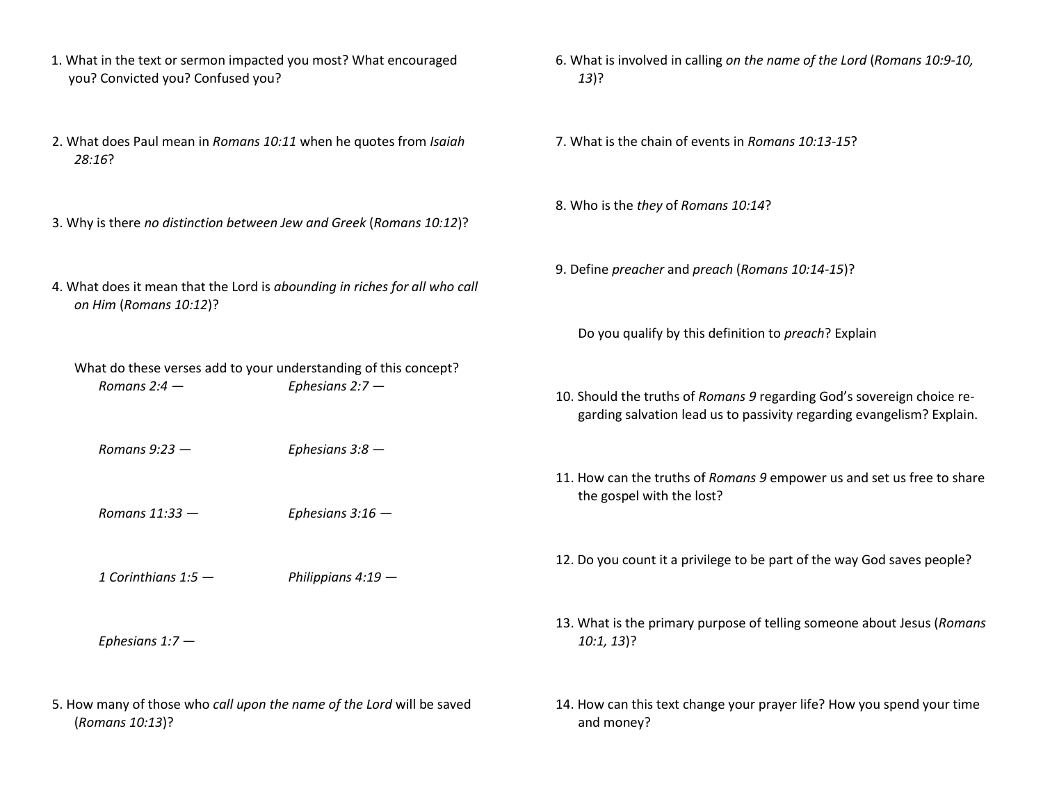1. What in the text or sermon impacted you most? What encouraged you? Convicted you? Confused you?

2. What does Paul mean in *Romans 10:11* when he quotes from *Isaiah 28:16*?

3. Why is there *no distinction between Jew and Greek* (*Romans 10:12*)?

4. What does it mean that the Lord is *abounding in riches for all who call on Him* (*Romans 10:12*)?

   What do these verses add to your understanding of this concept?

   *Romans 2:4 —*

   *Ephesians 2:7 —*

   *Romans 9:23 —*

   *Ephesians 3:8 —*

   *Romans 11:33 —*

   *Ephesians 3:16 —*

   *1 Corinthians 1:5 —*

   *Philippians 4:19 —*

   *Ephesians 1:7 —*

5. How many of those who *call upon the name of the Lord* will be saved (*Romans 10:13*)?

6. What is involved in calling *on the name of the Lord* (*Romans 10:9-10, 13*)?

7. What is the chain of events in *Romans 10:13-15*?

8. Who is the *they* of *Romans 10:14*?

9. Define *preacher* and *preach* (*Romans 10:14-15*)?

   Do you qualify by this definition to *preach*? Explain

10. Should the truths of *Romans 9* regarding God's sovereign choice regarding salvation lead us to passivity regarding evangelism? Explain.

11. How can the truths of *Romans 9* empower us and set us free to share the gospel with the lost?

12. Do you count it a privilege to be part of the way God saves people?

13. What is the primary purpose of telling someone about Jesus (*Romans 10:1, 13*)?

14. How can this text change your prayer life? How you spend your time and money?